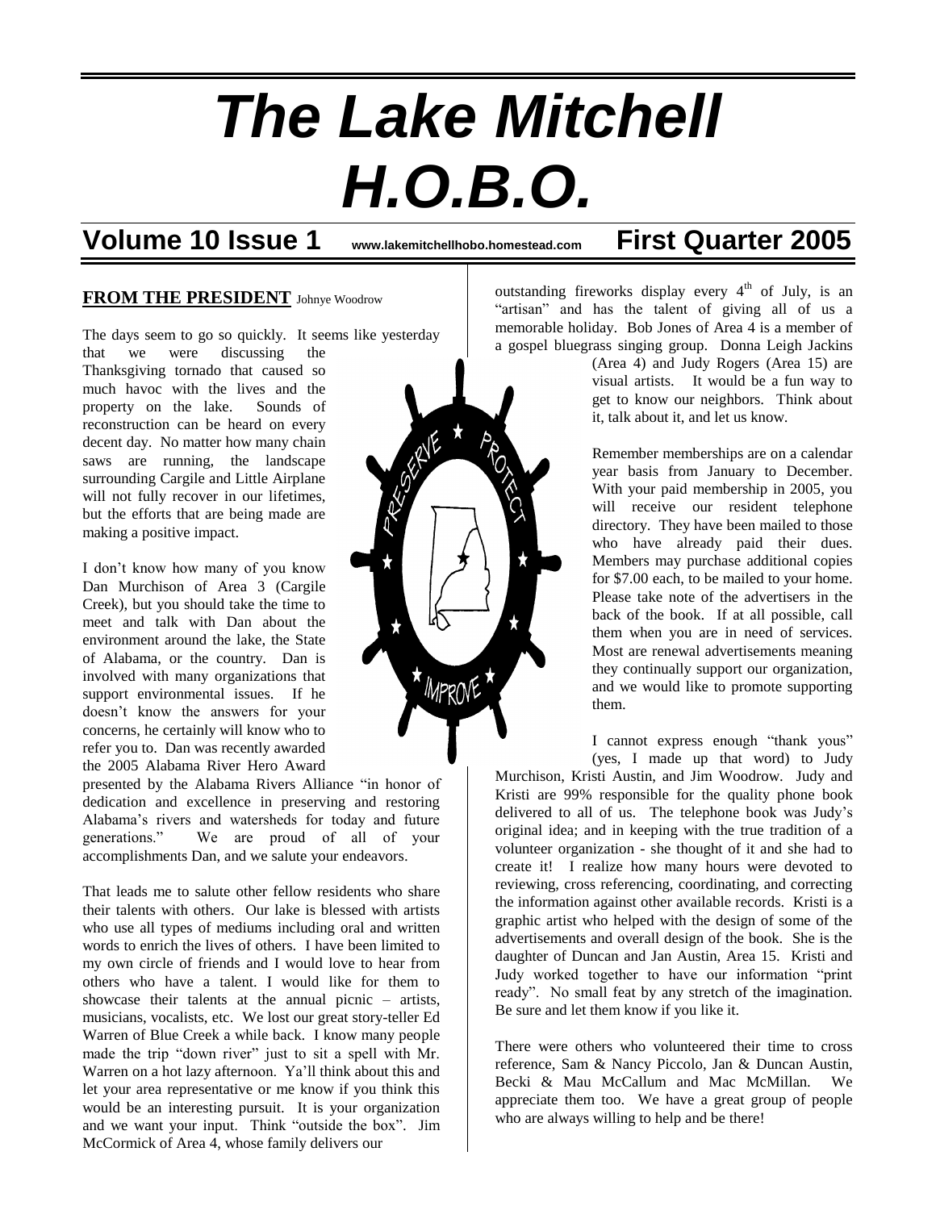# *The Lake Mitchell H.O.B.O.*

**Volume 10 Issue 1** www.lakemitchellhobo.homestead.com **First Quarter 2005**

## FROM THE PRESIDENT Johnye Woodrow

The days seem to go so quickly. It seems like yesterday that we were discussing the Thanksgiving tornado that caused so much havoc with the lives and the property on the lake. Sounds of reconstruction can be heard on every decent day. No matter how many chain saws are running, the landscape surrounding Cargile and Little Airplane will not fully recover in our lifetimes, but the efforts that are being made are making a positive impact.

I don't know how many of you know Dan Murchison of Area 3 (Cargile Creek), but you should take the time to meet and talk with Dan about the environment around the lake, the State of Alabama, or the country. Dan is involved with many organizations that support environmental issues. If he doesn't know the answers for your concerns, he certainly will know who to refer you to. Dan was recently awarded the 2005 Alabama River Hero Award presented by the Alabama Rivers Alliance "in honor of dedication and excellence in preserving and restoring Alabama's rivers and watersheds for today and future generations." We are proud of all of your accomplishments Dan, and we salute your endeavors.

That leads me to salute other fellow residents who share their talents with others. Our lake is blessed with artists who use all types of mediums including oral and written words to enrich the lives of others. I have been limited to my own circle of friends and I would love to hear from others who have a talent. I would like for them to showcase their talents at the annual picnic – artists, musicians, vocalists, etc. We lost our great story-teller Ed Warren of Blue Creek a while back. I know many people made the trip "down river" just to sit a spell with Mr. Warren on a hot lazy afternoon. Ya'll think about this and let your area representative or me know if you think this would be an interesting pursuit. It is your organization and we want your input. Think "outside the box". Jim McCormick of Area 4, whose family delivers our outstanding fireworks display every 4th of July, is an "artisan" and has the talent of giving all of us a memorable holiday. Bob Jones of Area 4 is a member of a gospel bluegrass singing group. Donna Leigh Jackins (Area 4) and Judy Rogers (Area 15) are visual artists. It would be a fun way to get to know our neighbors. Think about it, talk about it, and let us know.

Remember memberships are on a calendar year basis from January to December. With your paid membership in 2005, you will receive our resident telephone directory. They have been mailed to those who have already paid their dues. Members may purchase additional copies for $7.00 each, to be mailed to your home. Please take note of the advertisers in the back of the book. If at all possible, call them when you are in need of services. Most are renewal advertisements meaning they continually support our organization, and we would like to promote supporting them.

I cannot express enough "thank yous" (yes, I made up that word) to Judy Murchison, Kristi Austin, and Jim Woodrow. Judy and Kristi are 99% responsible for the quality phone book delivered to all of us. The telephone book was Judy's original idea; and in keeping with the true tradition of a volunteer organization - she thought of it and she had to create it! I realize how many hours were devoted to reviewing, cross referencing, coordinating, and correcting the information against other available records. Kristi is a graphic artist who helped with the design of some of the advertisements and overall design of the book. She is the daughter of Duncan and Jan Austin, Area 15. Kristi and Judy worked together to have our information "print ready". No small feat by any stretch of the imagination. Be sure and let them know if you like it.

There were others who volunteered their time to cross reference, Sam & Nancy Piccolo, Jan & Duncan Austin, Becki & Mau McCallum and Mac McMillan. We appreciate them too. We have a great group of people who are always willing to help and be there!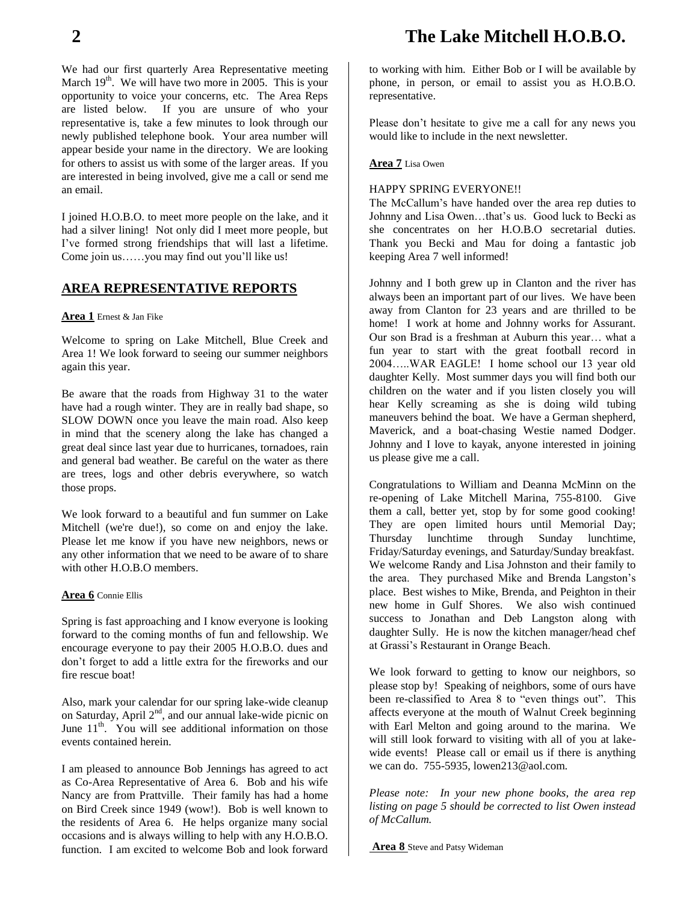We had our first quarterly Area Representative meeting March 19th. We will have two more in 2005. This is your opportunity to voice your concerns, etc. The Area Reps are listed below. If you are unsure of who your representative is, take a few minutes to look through our newly published telephone book. Your area number will appear beside your name in the directory. We are looking for others to assist us with some of the larger areas. If you are interested in being involved, give me a call or send me an email.

I joined H.O.B.O. to meet more people on the lake, and it had a silver lining! Not only did I meet more people, but I've formed strong friendships that will last a lifetime. Come join us……you may find out you'll like us!

## AREA REPRESENTATIVE REPORTS

**Area 1** Ernest & Jan Fike

Welcome to spring on Lake Mitchell, Blue Creek and Area 1! We look forward to seeing our summer neighbors again this year.

Be aware that the roads from Highway 31 to the water have had a rough winter. They are in really bad shape, so SLOW DOWN once you leave the main road. Also keep in mind that the scenery along the lake has changed a great deal since last year due to hurricanes, tornadoes, rain and general bad weather. Be careful on the water as there are trees, logs and other debris everywhere, so watch those props.

We look forward to a beautiful and fun summer on Lake Mitchell (we're due!), so come on and enjoy the lake. Please let me know if you have new neighbors, news or any other information that we need to be aware of to share with other H.O.B.O members.

**Area 6** Connie Ellis

Spring is fast approaching and I know everyone is looking forward to the coming months of fun and fellowship. We encourage everyone to pay their 2005 H.O.B.O. dues and don't forget to add a little extra for the fireworks and our fire rescue boat!

Also, mark your calendar for our spring lake-wide cleanup on Saturday, April 2nd, and our annual lake-wide picnic on June 11th. You will see additional information on those events contained herein.

I am pleased to announce Bob Jennings has agreed to act as Co-Area Representative of Area 6. Bob and his wife Nancy are from Prattville. Their family has had a home on Bird Creek since 1949 (wow!). Bob is well known to the residents of Area 6. He helps organize many social occasions and is always willing to help with any H.O.B.O. function. I am excited to welcome Bob and look forward to working with him. Either Bob or I will be available by phone, in person, or email to assist you as H.O.B.O. representative.

Please don't hesitate to give me a call for any news you would like to include in the next newsletter.

**Area 7** Lisa Owen

HAPPY SPRING EVERYONE!!

The McCallum's have handed over the area rep duties to Johnny and Lisa Owen…that's us. Good luck to Becki as she concentrates on her H.O.B.O secretarial duties. Thank you Becki and Mau for doing a fantastic job keeping Area 7 well informed!

Johnny and I both grew up in Clanton and the river has always been an important part of our lives. We have been away from Clanton for 23 years and are thrilled to be home! I work at home and Johnny works for Assurant. Our son Brad is a freshman at Auburn this year… what a fun year to start with the great football record in 2004…..WAR EAGLE! I home school our 13 year old daughter Kelly. Most summer days you will find both our children on the water and if you listen closely you will hear Kelly screaming as she is doing wild tubing maneuvers behind the boat. We have a German shepherd, Maverick, and a boat-chasing Westie named Dodger. Johnny and I love to kayak, anyone interested in joining us please give me a call.

Congratulations to William and Deanna McMinn on the re-opening of Lake Mitchell Marina, 755-8100. Give them a call, better yet, stop by for some good cooking! They are open limited hours until Memorial Day; Thursday lunchtime through Sunday lunchtime, Friday/Saturday evenings, and Saturday/Sunday breakfast. We welcome Randy and Lisa Johnston and their family to the area. They purchased Mike and Brenda Langston's place. Best wishes to Mike, Brenda, and Peighton in their new home in Gulf Shores. We also wish continued success to Jonathan and Deb Langston along with daughter Sully. He is now the kitchen manager/head chef at Grassi's Restaurant in Orange Beach.

We look forward to getting to know our neighbors, so please stop by! Speaking of neighbors, some of ours have been re-classified to Area 8 to "even things out". This affects everyone at the mouth of Walnut Creek beginning with Earl Melton and going around to the marina. We will still look forward to visiting with all of you at lake-wide events! Please call or email us if there is anything we can do. 755-5935, lowen213@aol.com.

*Please note: In your new phone books, the area rep listing on page 5 should be corrected to list Owen instead of McCallum.*

**Area 8** Steve and Patsy Wideman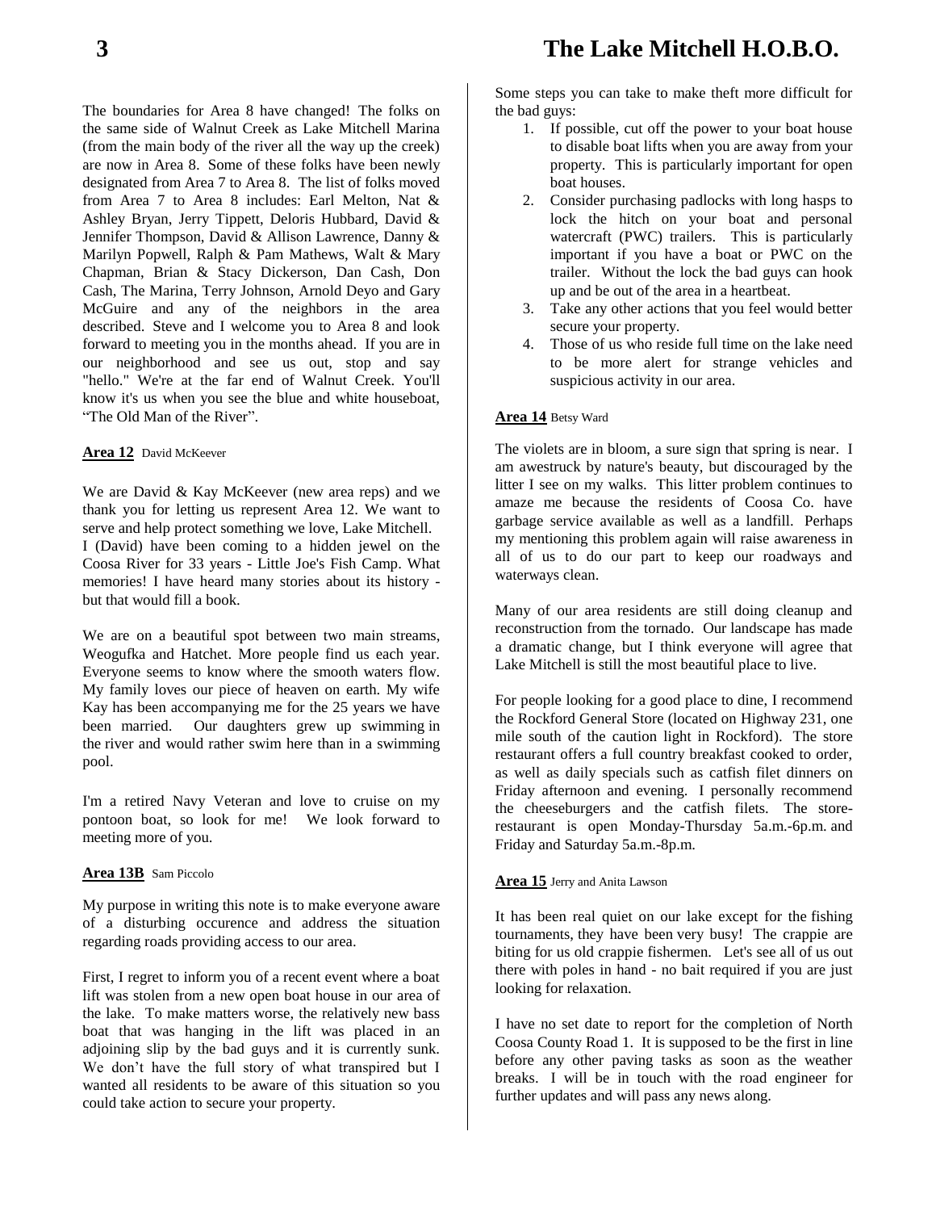The boundaries for Area 8 have changed! The folks on the same side of Walnut Creek as Lake Mitchell Marina (from the main body of the river all the way up the creek) are now in Area 8. Some of these folks have been newly designated from Area 7 to Area 8. The list of folks moved from Area 7 to Area 8 includes: Earl Melton, Nat & Ashley Bryan, Jerry Tippett, Deloris Hubbard, David & Jennifer Thompson, David & Allison Lawrence, Danny & Marilyn Popwell, Ralph & Pam Mathews, Walt & Mary Chapman, Brian & Stacy Dickerson, Dan Cash, Don Cash, The Marina, Terry Johnson, Arnold Deyo and Gary McGuire and any of the neighbors in the area described. Steve and I welcome you to Area 8 and look forward to meeting you in the months ahead. If you are in our neighborhood and see us out, stop and say "hello." We're at the far end of Walnut Creek. You'll know it's us when you see the blue and white houseboat, "The Old Man of the River".

**Area 12** David McKeever

We are David & Kay McKeever (new area reps) and we thank you for letting us represent Area 12. We want to serve and help protect something we love, Lake Mitchell.
I (David) have been coming to a hidden jewel on the Coosa River for 33 years - Little Joe's Fish Camp. What memories! I have heard many stories about its history - but that would fill a book.

We are on a beautiful spot between two main streams, Weogufka and Hatchet. More people find us each year. Everyone seems to know where the smooth waters flow. My family loves our piece of heaven on earth. My wife Kay has been accompanying me for the 25 years we have been married. Our daughters grew up swimming in the river and would rather swim here than in a swimming pool.

I'm a retired Navy Veteran and love to cruise on my pontoon boat, so look for me! We look forward to meeting more of you.

**Area 13B** Sam Piccolo

My purpose in writing this note is to make everyone aware of a disturbing occurence and address the situation regarding roads providing access to our area.

First, I regret to inform you of a recent event where a boat lift was stolen from a new open boat house in our area of the lake. To make matters worse, the relatively new bass boat that was hanging in the lift was placed in an adjoining slip by the bad guys and it is currently sunk. We don't have the full story of what transpired but I wanted all residents to be aware of this situation so you could take action to secure your property.

Some steps you can take to make theft more difficult for the bad guys:

1. If possible, cut off the power to your boat house to disable boat lifts when you are away from your property. This is particularly important for open boat houses.
2. Consider purchasing padlocks with long hasps to lock the hitch on your boat and personal watercraft (PWC) trailers. This is particularly important if you have a boat or PWC on the trailer. Without the lock the bad guys can hook up and be out of the area in a heartbeat.
3. Take any other actions that you feel would better secure your property.
4. Those of us who reside full time on the lake need to be more alert for strange vehicles and suspicious activity in our area.

**Area 14** Betsy Ward

The violets are in bloom, a sure sign that spring is near. I am awestruck by nature's beauty, but discouraged by the litter I see on my walks. This litter problem continues to amaze me because the residents of Coosa Co. have garbage service available as well as a landfill. Perhaps my mentioning this problem again will raise awareness in all of us to do our part to keep our roadways and waterways clean.

Many of our area residents are still doing cleanup and reconstruction from the tornado. Our landscape has made a dramatic change, but I think everyone will agree that Lake Mitchell is still the most beautiful place to live.

For people looking for a good place to dine, I recommend the Rockford General Store (located on Highway 231, one mile south of the caution light in Rockford). The store restaurant offers a full country breakfast cooked to order, as well as daily specials such as catfish filet dinners on Friday afternoon and evening. I personally recommend the cheeseburgers and the catfish filets. The store-restaurant is open Monday-Thursday 5a.m.-6p.m. and Friday and Saturday 5a.m.-8p.m.

**Area 15** Jerry and Anita Lawson

It has been real quiet on our lake except for the fishing tournaments, they have been very busy! The crappie are biting for us old crappie fishermen. Let's see all of us out there with poles in hand - no bait required if you are just looking for relaxation.

I have no set date to report for the completion of North Coosa County Road 1. It is supposed to be the first in line before any other paving tasks as soon as the weather breaks. I will be in touch with the road engineer for further updates and will pass any news along.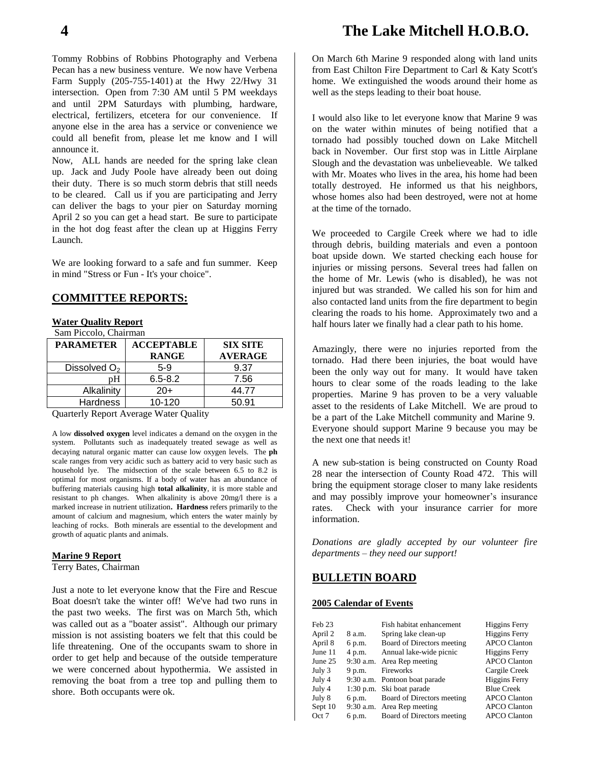Tommy Robbins of Robbins Photography and Verbena Pecan has a new business venture. We now have Verbena Farm Supply (205-755-1401) at the Hwy 22/Hwy 31 intersection. Open from 7:30 AM until 5 PM weekdays and until 2PM Saturdays with plumbing, hardware, electrical, fertilizers, etcetera for our convenience. If anyone else in the area has a service or convenience we could all benefit from, please let me know and I will announce it.

Now, ALL hands are needed for the spring lake clean up. Jack and Judy Poole have already been out doing their duty. There is so much storm debris that still needs to be cleared. Call us if you are participating and Jerry can deliver the bags to your pier on Saturday morning April 2 so you can get a head start. Be sure to participate in the hot dog feast after the clean up at Higgins Ferry Launch.

We are looking forward to a safe and fun summer. Keep in mind "Stress or Fun - It's your choice".

## COMMITTEE REPORTS:

### Water Quality Report

Sam Piccolo, Chairman

| PARAMETER | ACCEPTABLE RANGE | SIX SITE AVERAGE |
|---|---|---|
| Dissolved $O_2$ | 5-9 | 9.37 |
| pH | 6.5-8.2 | 7.56 |
| Alkalinity | 20+ | 44.77 |
| Hardness | 10-120 | 50.91 |

Quarterly Report Average Water Quality

A low **dissolved oxygen** level indicates a demand on the oxygen in the system. Pollutants such as inadequately treated sewage as well as decaying natural organic matter can cause low oxygen levels. The **ph** scale ranges from very acidic such as battery acid to very basic such as household lye. The midsection of the scale between 6.5 to 8.2 is optimal for most organisms. If a body of water has an abundance of buffering materials causing high **total alkalinity**, it is more stable and resistant to ph changes. When alkalinity is above 20mg/l there is a marked increase in nutrient utilization**. Hardness** refers primarily to the amount of calcium and magnesium, which enters the water mainly by leaching of rocks. Both minerals are essential to the development and growth of aquatic plants and animals.

### Marine 9 Report

Terry Bates, Chairman

Just a note to let everyone know that the Fire and Rescue Boat doesn't take the winter off! We've had two runs in the past two weeks. The first was on March 5th, which was called out as a "boater assist". Although our primary mission is not assisting boaters we felt that this could be life threatening. One of the occupants swam to shore in order to get help and because of the outside temperature we were concerned about hypothermia. We assisted in removing the boat from a tree top and pulling them to shore. Both occupants were ok.

On March 6th Marine 9 responded along with land units from East Chilton Fire Department to Carl & Katy Scott's home. We extinguished the woods around their home as well as the steps leading to their boat house.

I would also like to let everyone know that Marine 9 was on the water within minutes of being notified that a tornado had possibly touched down on Lake Mitchell back in November. Our first stop was in Little Airplane Slough and the devastation was unbelieveable. We talked with Mr. Moates who lives in the area, his home had been totally destroyed. He informed us that his neighbors, whose homes also had been destroyed, were not at home at the time of the tornado.

We proceeded to Cargile Creek where we had to idle through debris, building materials and even a pontoon boat upside down. We started checking each house for injuries or missing persons. Several trees had fallen on the home of Mr. Lewis (who is disabled), he was not injured but was stranded. We called his son for him and also contacted land units from the fire department to begin clearing the roads to his home. Approximately two and a half hours later we finally had a clear path to his home.

Amazingly, there were no injuries reported from the tornado. Had there been injuries, the boat would have been the only way out for many. It would have taken hours to clear some of the roads leading to the lake properties. Marine 9 has proven to be a very valuable asset to the residents of Lake Mitchell. We are proud to be a part of the Lake Mitchell community and Marine 9. Everyone should support Marine 9 because you may be the next one that needs it!

A new sub-station is being constructed on County Road 28 near the intersection of County Road 472. This will bring the equipment storage closer to many lake residents and may possibly improve your homeowner's insurance rates. Check with your insurance carrier for more information.

*Donations are gladly accepted by our volunteer fire departments – they need our support!*

## BULLETIN BOARD

### 2005 Calendar of Events

| | | | |
|---|---|---|---|
| Feb 23 | | Fish habitat enhancement | Higgins Ferry |
| April 2 | 8 a.m. | Spring lake clean-up | Higgins Ferry |
| April 8 | 6 p.m. | Board of Directors meeting | APCO Clanton |
| June 11 | 4 p.m. | Annual lake-wide picnic | Higgins Ferry |
| June 25 | 9:30 a.m. | Area Rep meeting | APCO Clanton |
| July 3 | 9 p.m. | Fireworks | Cargile Creek |
| July 4 | 9:30 a.m. | Pontoon boat parade | Higgins Ferry |
| July 4 | 1:30 p.m. | Ski boat parade | Blue Creek |
| July 8 | 6 p.m. | Board of Directors meeting | APCO Clanton |
| Sept 10 | 9:30 a.m. | Area Rep meeting | APCO Clanton |
| Oct 7 | 6 p.m. | Board of Directors meeting | APCO Clanton |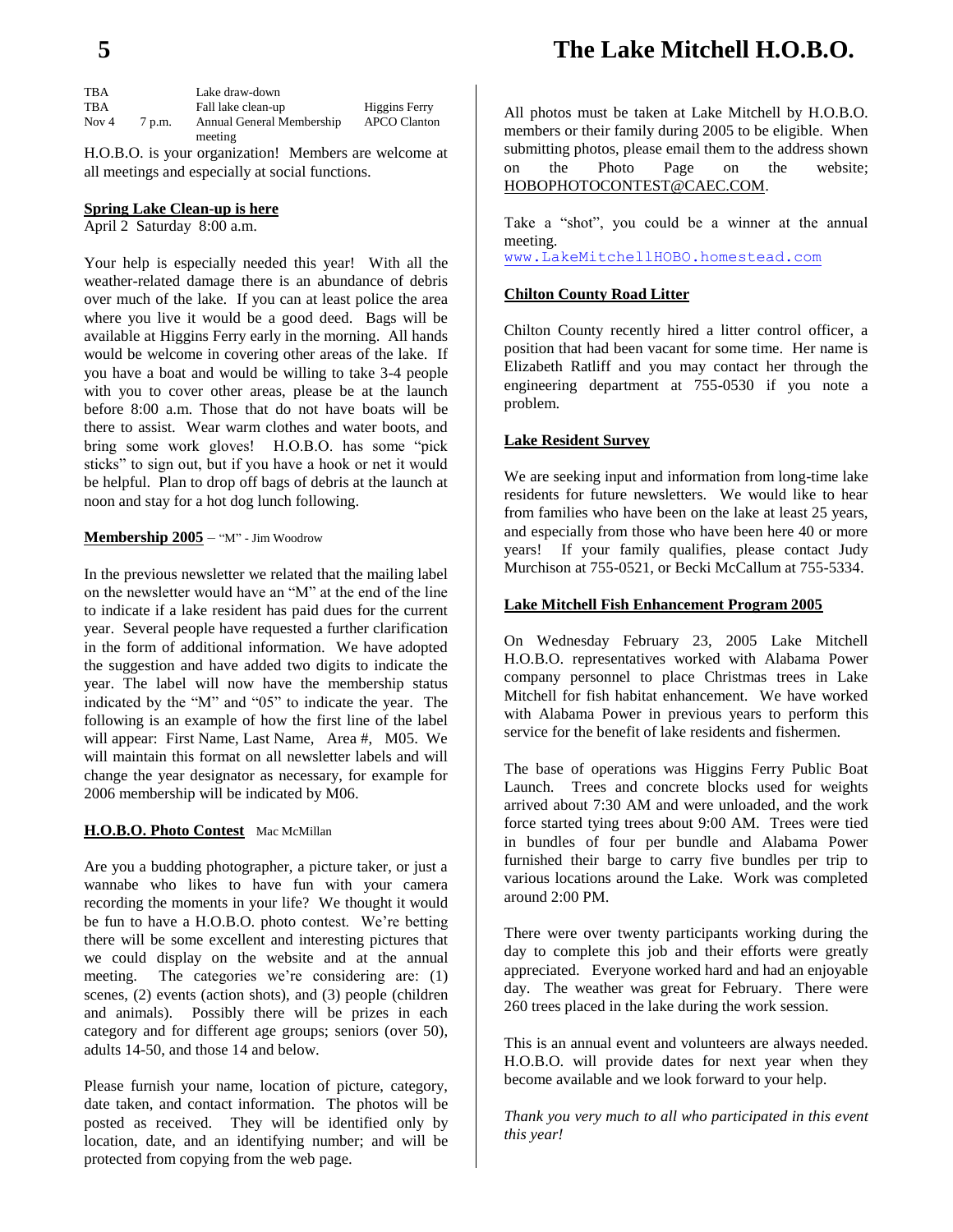| | | | |
|---|---|---|---|
| TBA | | Lake draw-down | |
| TBA | | Fall lake clean-up | Higgins Ferry |
| Nov 4 | 7 p.m. | Annual General Membership meeting | APCO Clanton |

H.O.B.O. is your organization! Members are welcome at all meetings and especially at social functions.

**Spring Lake Clean-up is here**

April 2 Saturday 8:00 a.m.

Your help is especially needed this year! With all the weather-related damage there is an abundance of debris over much of the lake. If you can at least police the area where you live it would be a good deed. Bags will be available at Higgins Ferry early in the morning. All hands would be welcome in covering other areas of the lake. If you have a boat and would be willing to take 3-4 people with you to cover other areas, please be at the launch before 8:00 a.m. Those that do not have boats will be there to assist. Wear warm clothes and water boots, and bring some work gloves! H.O.B.O. has some "pick sticks" to sign out, but if you have a hook or net it would be helpful. Plan to drop off bags of debris at the launch at noon and stay for a hot dog lunch following.

**Membership 2005** – "M" - Jim Woodrow

In the previous newsletter we related that the mailing label on the newsletter would have an "M" at the end of the line to indicate if a lake resident has paid dues for the current year. Several people have requested a further clarification in the form of additional information. We have adopted the suggestion and have added two digits to indicate the year. The label will now have the membership status indicated by the "M" and "05" to indicate the year. The following is an example of how the first line of the label will appear: First Name, Last Name, Area #, M05. We will maintain this format on all newsletter labels and will change the year designator as necessary, for example for 2006 membership will be indicated by M06.

**H.O.B.O. Photo Contest** Mac McMillan

Are you a budding photographer, a picture taker, or just a wannabe who likes to have fun with your camera recording the moments in your life? We thought it would be fun to have a H.O.B.O. photo contest. We're betting there will be some excellent and interesting pictures that we could display on the website and at the annual meeting. The categories we're considering are: (1) scenes, (2) events (action shots), and (3) people (children and animals). Possibly there will be prizes in each category and for different age groups; seniors (over 50), adults 14-50, and those 14 and below.

Please furnish your name, location of picture, category, date taken, and contact information. The photos will be posted as received. They will be identified only by location, date, and an identifying number; and will be protected from copying from the web page.

All photos must be taken at Lake Mitchell by H.O.B.O. members or their family during 2005 to be eligible. When submitting photos, please email them to the address shown on the Photo Page on the website; HOBOPHOTOCONTEST@CAEC.COM.

Take a "shot", you could be a winner at the annual meeting.
www.LakeMitchellHOBO.homestead.com

**Chilton County Road Litter**

Chilton County recently hired a litter control officer, a position that had been vacant for some time. Her name is Elizabeth Ratliff and you may contact her through the engineering department at 755-0530 if you note a problem.

**Lake Resident Survey**

We are seeking input and information from long-time lake residents for future newsletters. We would like to hear from families who have been on the lake at least 25 years, and especially from those who have been here 40 or more years! If your family qualifies, please contact Judy Murchison at 755-0521, or Becki McCallum at 755-5334.

**Lake Mitchell Fish Enhancement Program 2005**

On Wednesday February 23, 2005 Lake Mitchell H.O.B.O. representatives worked with Alabama Power company personnel to place Christmas trees in Lake Mitchell for fish habitat enhancement. We have worked with Alabama Power in previous years to perform this service for the benefit of lake residents and fishermen.

The base of operations was Higgins Ferry Public Boat Launch. Trees and concrete blocks used for weights arrived about 7:30 AM and were unloaded, and the work force started tying trees about 9:00 AM. Trees were tied in bundles of four per bundle and Alabama Power furnished their barge to carry five bundles per trip to various locations around the Lake. Work was completed around 2:00 PM.

There were over twenty participants working during the day to complete this job and their efforts were greatly appreciated. Everyone worked hard and had an enjoyable day. The weather was great for February. There were 260 trees placed in the lake during the work session.

This is an annual event and volunteers are always needed. H.O.B.O. will provide dates for next year when they become available and we look forward to your help.

*Thank you very much to all who participated in this event this year!*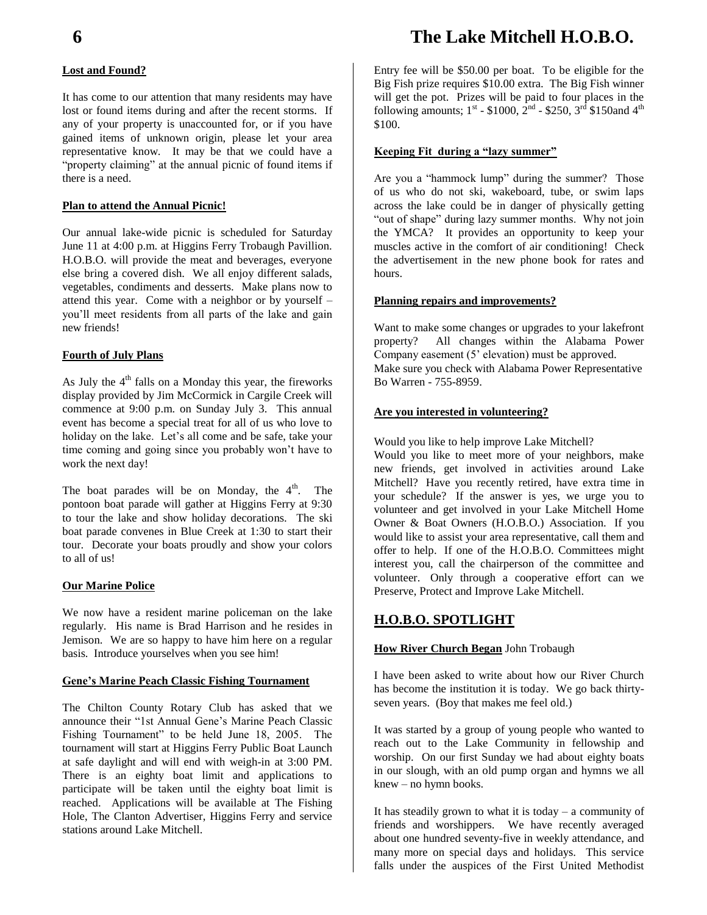#### Lost and Found?

It has come to our attention that many residents may have lost or found items during and after the recent storms. If any of your property is unaccounted for, or if you have gained items of unknown origin, please let your area representative know. It may be that we could have a "property claiming" at the annual picnic of found items if there is a need.

#### Plan to attend the Annual Picnic!

Our annual lake-wide picnic is scheduled for Saturday June 11 at 4:00 p.m. at Higgins Ferry Trobaugh Pavillion. H.O.B.O. will provide the meat and beverages, everyone else bring a covered dish. We all enjoy different salads, vegetables, condiments and desserts. Make plans now to attend this year. Come with a neighbor or by yourself – you'll meet residents from all parts of the lake and gain new friends!

#### Fourth of July Plans

As July the 4th falls on a Monday this year, the fireworks display provided by Jim McCormick in Cargile Creek will commence at 9:00 p.m. on Sunday July 3. This annual event has become a special treat for all of us who love to holiday on the lake. Let's all come and be safe, take your time coming and going since you probably won't have to work the next day!

The boat parades will be on Monday, the 4th. The pontoon boat parade will gather at Higgins Ferry at 9:30 to tour the lake and show holiday decorations. The ski boat parade convenes in Blue Creek at 1:30 to start their tour. Decorate your boats proudly and show your colors to all of us!

#### Our Marine Police

We now have a resident marine policeman on the lake regularly. His name is Brad Harrison and he resides in Jemison. We are so happy to have him here on a regular basis. Introduce yourselves when you see him!

#### Gene's Marine Peach Classic Fishing Tournament

The Chilton County Rotary Club has asked that we announce their "1st Annual Gene's Marine Peach Classic Fishing Tournament" to be held June 18, 2005. The tournament will start at Higgins Ferry Public Boat Launch at safe daylight and will end with weigh-in at 3:00 PM. There is an eighty boat limit and applications to participate will be taken until the eighty boat limit is reached. Applications will be available at The Fishing Hole, The Clanton Advertiser, Higgins Ferry and service stations around Lake Mitchell.

Entry fee will be $50.00 per boat. To be eligible for the Big Fish prize requires $10.00 extra. The Big Fish winner will get the pot. Prizes will be paid to four places in the following amounts; 1st - $1000, 2nd - $250, 3rd $150and 4th $100.

#### Keeping Fit during a "lazy summer"

Are you a "hammock lump" during the summer? Those of us who do not ski, wakeboard, tube, or swim laps across the lake could be in danger of physically getting "out of shape" during lazy summer months. Why not join the YMCA? It provides an opportunity to keep your muscles active in the comfort of air conditioning! Check the advertisement in the new phone book for rates and hours.

#### Planning repairs and improvements?

Want to make some changes or upgrades to your lakefront property? All changes within the Alabama Power Company easement (5' elevation) must be approved. Make sure you check with Alabama Power Representative Bo Warren - 755-8959.

#### Are you interested in volunteering?

Would you like to help improve Lake Mitchell?
Would you like to meet more of your neighbors, make new friends, get involved in activities around Lake Mitchell? Have you recently retired, have extra time in your schedule? If the answer is yes, we urge you to volunteer and get involved in your Lake Mitchell Home Owner & Boat Owners (H.O.B.O.) Association. If you would like to assist your area representative, call them and offer to help. If one of the H.O.B.O. Committees might interest you, call the chairperson of the committee and volunteer. Only through a cooperative effort can we Preserve, Protect and Improve Lake Mitchell.

## H.O.B.O. SPOTLIGHT

**How River Church Began** John Trobaugh

I have been asked to write about how our River Church has become the institution it is today. We go back thirty-seven years. (Boy that makes me feel old.)

It was started by a group of young people who wanted to reach out to the Lake Community in fellowship and worship. On our first Sunday we had about eighty boats in our slough, with an old pump organ and hymns we all knew – no hymn books.

It has steadily grown to what it is today – a community of friends and worshippers. We have recently averaged about one hundred seventy-five in weekly attendance, and many more on special days and holidays. This service falls under the auspices of the First United Methodist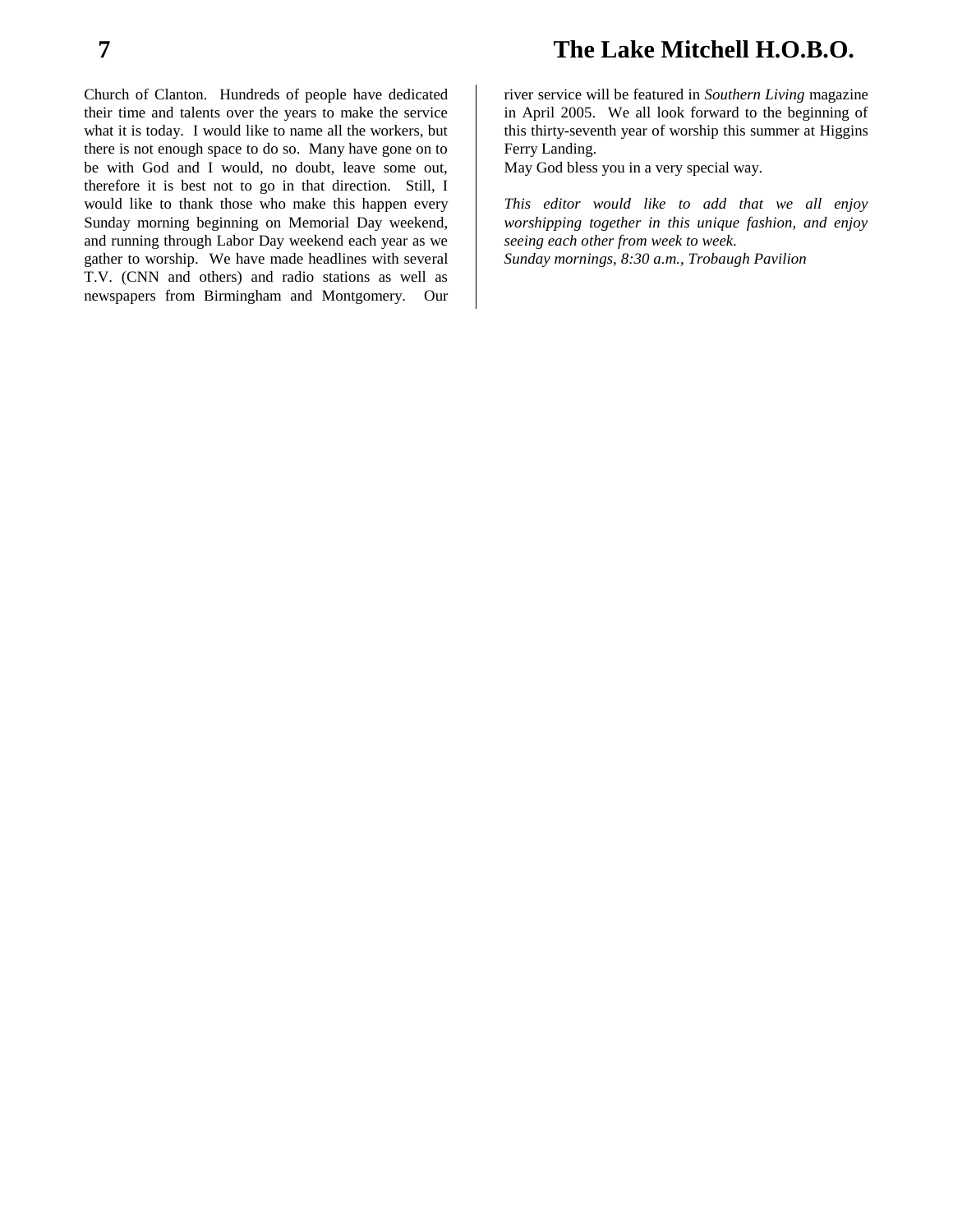Church of Clanton. Hundreds of people have dedicated their time and talents over the years to make the service what it is today. I would like to name all the workers, but there is not enough space to do so. Many have gone on to be with God and I would, no doubt, leave some out, therefore it is best not to go in that direction. Still, I would like to thank those who make this happen every Sunday morning beginning on Memorial Day weekend, and running through Labor Day weekend each year as we gather to worship. We have made headlines with several T.V. (CNN and others) and radio stations as well as newspapers from Birmingham and Montgomery. Our river service will be featured in *Southern Living* magazine in April 2005. We all look forward to the beginning of this thirty-seventh year of worship this summer at Higgins Ferry Landing.

May God bless you in a very special way.

*This editor would like to add that we all enjoy worshipping together in this unique fashion, and enjoy seeing each other from week to week.*

*Sunday mornings, 8:30 a.m., Trobaugh Pavilion*